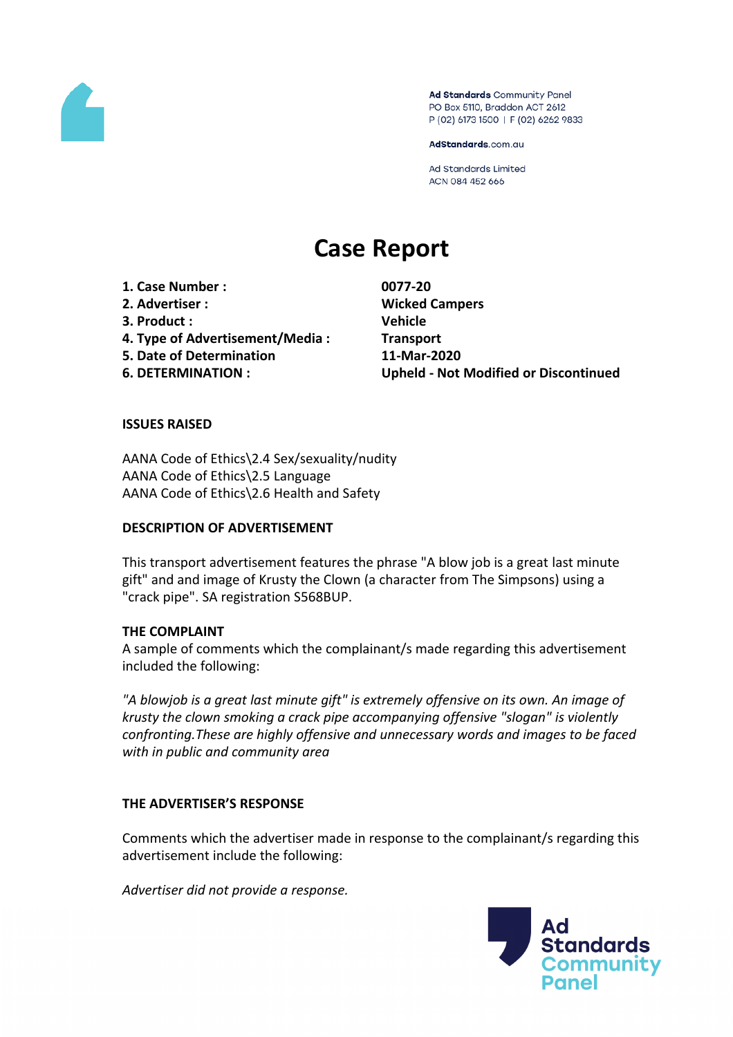Ad Standards Community Panel
PO Box 5110, Braddon ACT 2612
P (02) 6173 1500 | F (02) 6262 9833

AdStandards.com.au

Ad Standards Limited
ACN 084 452 666

# Case Report

| | |
|---|---|
| **1. Case Number :** | **0077-20** |
| **2. Advertiser :** | **Wicked Campers** |
| **3. Product :** | **Vehicle** |
| **4. Type of Advertisement/Media :** | **Transport** |
| **5. Date of Determination** | **11-Mar-2020** |
| **6. DETERMINATION :** | **Upheld - Not Modified or Discontinued** |

**ISSUES RAISED**

AANA Code of Ethics\2.4 Sex/sexuality/nudity
AANA Code of Ethics\2.5 Language
AANA Code of Ethics\2.6 Health and Safety

**DESCRIPTION OF ADVERTISEMENT**

This transport advertisement features the phrase "A blow job is a great last minute gift" and and image of Krusty the Clown (a character from The Simpsons) using a "crack pipe". SA registration S568BUP.

**THE COMPLAINT**

A sample of comments which the complainant/s made regarding this advertisement included the following:

*"A blowjob is a great last minute gift" is extremely offensive on its own. An image of krusty the clown smoking a crack pipe accompanying offensive "slogan" is violently confronting.These are highly offensive and unnecessary words and images to be faced with in public and community area*

**THE ADVERTISER'S RESPONSE**

Comments which the advertiser made in response to the complainant/s regarding this advertisement include the following:

*Advertiser did not provide a response.*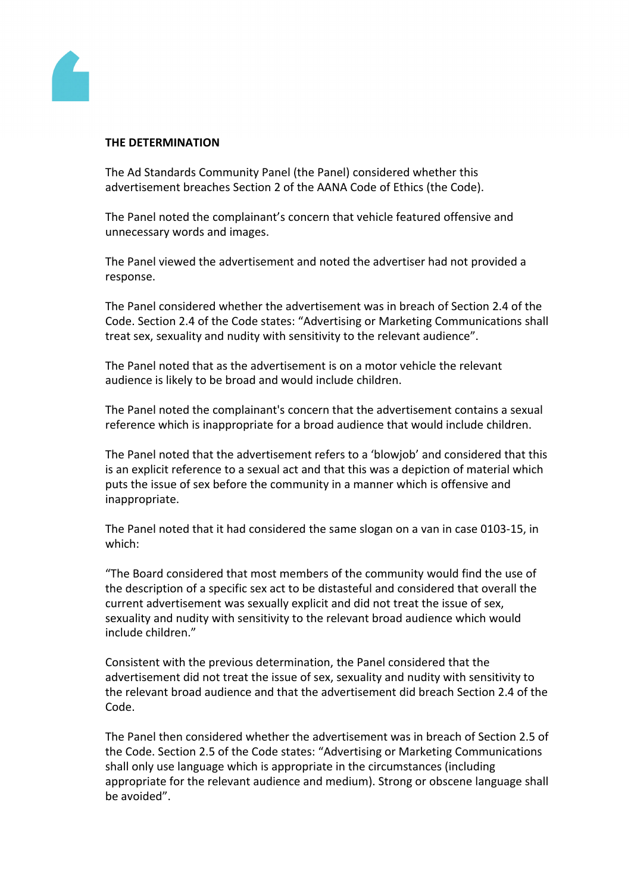**THE DETERMINATION**

The Ad Standards Community Panel (the Panel) considered whether this advertisement breaches Section 2 of the AANA Code of Ethics (the Code).

The Panel noted the complainant's concern that vehicle featured offensive and unnecessary words and images.

The Panel viewed the advertisement and noted the advertiser had not provided a response.

The Panel considered whether the advertisement was in breach of Section 2.4 of the Code. Section 2.4 of the Code states: "Advertising or Marketing Communications shall treat sex, sexuality and nudity with sensitivity to the relevant audience".

The Panel noted that as the advertisement is on a motor vehicle the relevant audience is likely to be broad and would include children.

The Panel noted the complainant's concern that the advertisement contains a sexual reference which is inappropriate for a broad audience that would include children.

The Panel noted that the advertisement refers to a 'blowjob' and considered that this is an explicit reference to a sexual act and that this was a depiction of material which puts the issue of sex before the community in a manner which is offensive and inappropriate.

The Panel noted that it had considered the same slogan on a van in case 0103-15, in which:

"The Board considered that most members of the community would find the use of the description of a specific sex act to be distasteful and considered that overall the current advertisement was sexually explicit and did not treat the issue of sex, sexuality and nudity with sensitivity to the relevant broad audience which would include children."

Consistent with the previous determination, the Panel considered that the advertisement did not treat the issue of sex, sexuality and nudity with sensitivity to the relevant broad audience and that the advertisement did breach Section 2.4 of the Code.

The Panel then considered whether the advertisement was in breach of Section 2.5 of the Code. Section 2.5 of the Code states: "Advertising or Marketing Communications shall only use language which is appropriate in the circumstances (including appropriate for the relevant audience and medium). Strong or obscene language shall be avoided".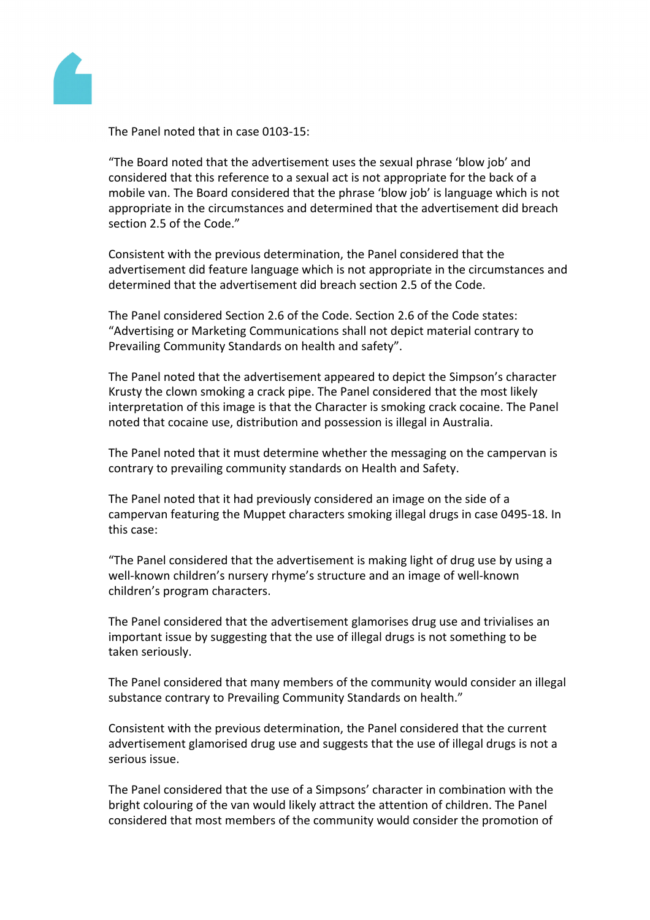The Panel noted that in case 0103-15:

"The Board noted that the advertisement uses the sexual phrase 'blow job' and considered that this reference to a sexual act is not appropriate for the back of a mobile van. The Board considered that the phrase 'blow job' is language which is not appropriate in the circumstances and determined that the advertisement did breach section 2.5 of the Code."

Consistent with the previous determination, the Panel considered that the advertisement did feature language which is not appropriate in the circumstances and determined that the advertisement did breach section 2.5 of the Code.

The Panel considered Section 2.6 of the Code. Section 2.6 of the Code states: "Advertising or Marketing Communications shall not depict material contrary to Prevailing Community Standards on health and safety".

The Panel noted that the advertisement appeared to depict the Simpson's character Krusty the clown smoking a crack pipe. The Panel considered that the most likely interpretation of this image is that the Character is smoking crack cocaine. The Panel noted that cocaine use, distribution and possession is illegal in Australia.

The Panel noted that it must determine whether the messaging on the campervan is contrary to prevailing community standards on Health and Safety.

The Panel noted that it had previously considered an image on the side of a campervan featuring the Muppet characters smoking illegal drugs in case 0495-18. In this case:

"The Panel considered that the advertisement is making light of drug use by using a well-known children's nursery rhyme's structure and an image of well-known children's program characters.

The Panel considered that the advertisement glamorises drug use and trivialises an important issue by suggesting that the use of illegal drugs is not something to be taken seriously.

The Panel considered that many members of the community would consider an illegal substance contrary to Prevailing Community Standards on health."

Consistent with the previous determination, the Panel considered that the current advertisement glamorised drug use and suggests that the use of illegal drugs is not a serious issue.

The Panel considered that the use of a Simpsons' character in combination with the bright colouring of the van would likely attract the attention of children. The Panel considered that most members of the community would consider the promotion of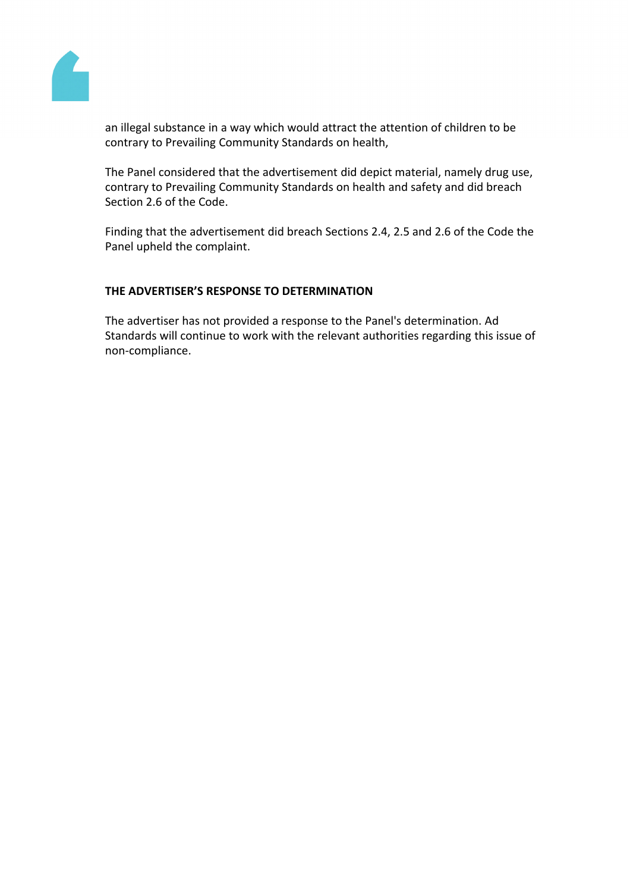an illegal substance in a way which would attract the attention of children to be contrary to Prevailing Community Standards on health,

The Panel considered that the advertisement did depict material, namely drug use, contrary to Prevailing Community Standards on health and safety and did breach Section 2.6 of the Code.

Finding that the advertisement did breach Sections 2.4, 2.5 and 2.6 of the Code the Panel upheld the complaint.

**THE ADVERTISER'S RESPONSE TO DETERMINATION**

The advertiser has not provided a response to the Panel's determination. Ad Standards will continue to work with the relevant authorities regarding this issue of non-compliance.